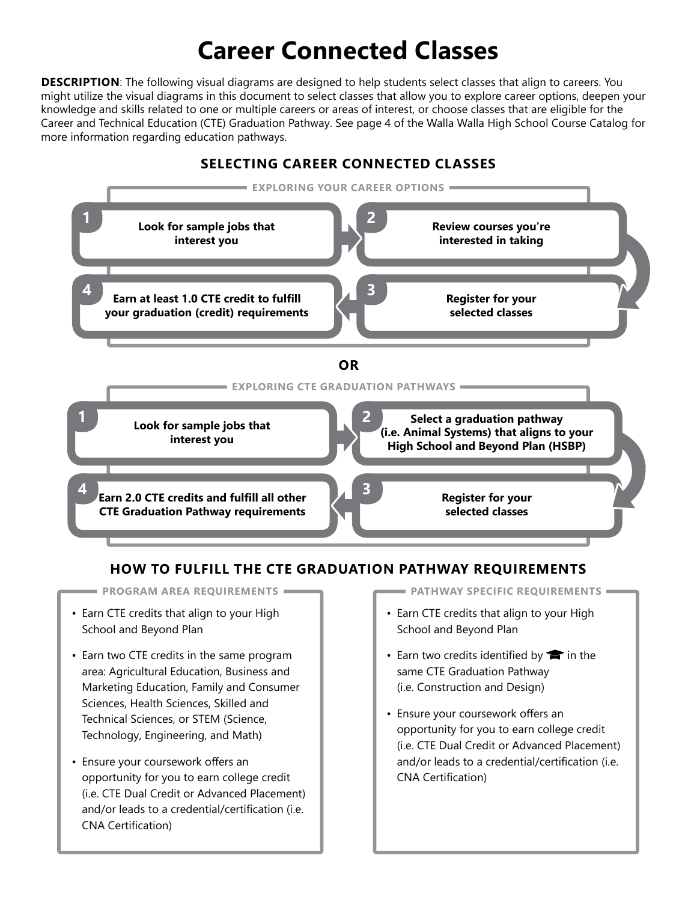# Career Connected Classes

**DESCRIPTION**: The following visual diagrams are designed to help students select classes that align to careers. You might utilize the visual diagrams in this document to select classes that allow you to explore career options, deepen your knowledge and skills related to one or multiple careers or areas of interest, or choose classes that are eligible for the Career and Technical Education (CTE) Graduation Pathway. See page 4 of the Walla Walla High School Course Catalog for more information regarding education pathways.

## SELECTING CAREER CONNECTED CLASSES

### EXPLORING YOUR CAREER OPTIONS

1. **Look for sample jobs that interest you**
2. **Review courses you're interested in taking**
3. **Register for your selected classes**
4. **Earn at least 1.0 CTE credit to fulfill your graduation (credit) requirements**

**OR**

### EXPLORING CTE GRADUATION PATHWAYS

1. **Look for sample jobs that interest you**
2. **Select a graduation pathway (i.e. Animal Systems) that aligns to your High School and Beyond Plan (HSBP)**
3. **Register for your selected classes**
4. **Earn 2.0 CTE credits and fulfill all other CTE Graduation Pathway requirements**

## HOW TO FULFILL THE CTE GRADUATION PATHWAY REQUIREMENTS

### PROGRAM AREA REQUIREMENTS

- Earn CTE credits that align to your High School and Beyond Plan
- Earn two CTE credits in the same program area: Agricultural Education, Business and Marketing Education, Family and Consumer Sciences, Health Sciences, Skilled and Technical Sciences, or STEM (Science, Technology, Engineering, and Math)
- Ensure your coursework offers an opportunity for you to earn college credit (i.e. CTE Dual Credit or Advanced Placement) and/or leads to a credential/certification (i.e. CNA Certification)

### PATHWAY SPECIFIC REQUIREMENTS

- Earn CTE credits that align to your High School and Beyond Plan
- Earn two credits identified by 🎓 in the same CTE Graduation Pathway (i.e. Construction and Design)
- Ensure your coursework offers an opportunity for you to earn college credit (i.e. CTE Dual Credit or Advanced Placement) and/or leads to a credential/certification (i.e. CNA Certification)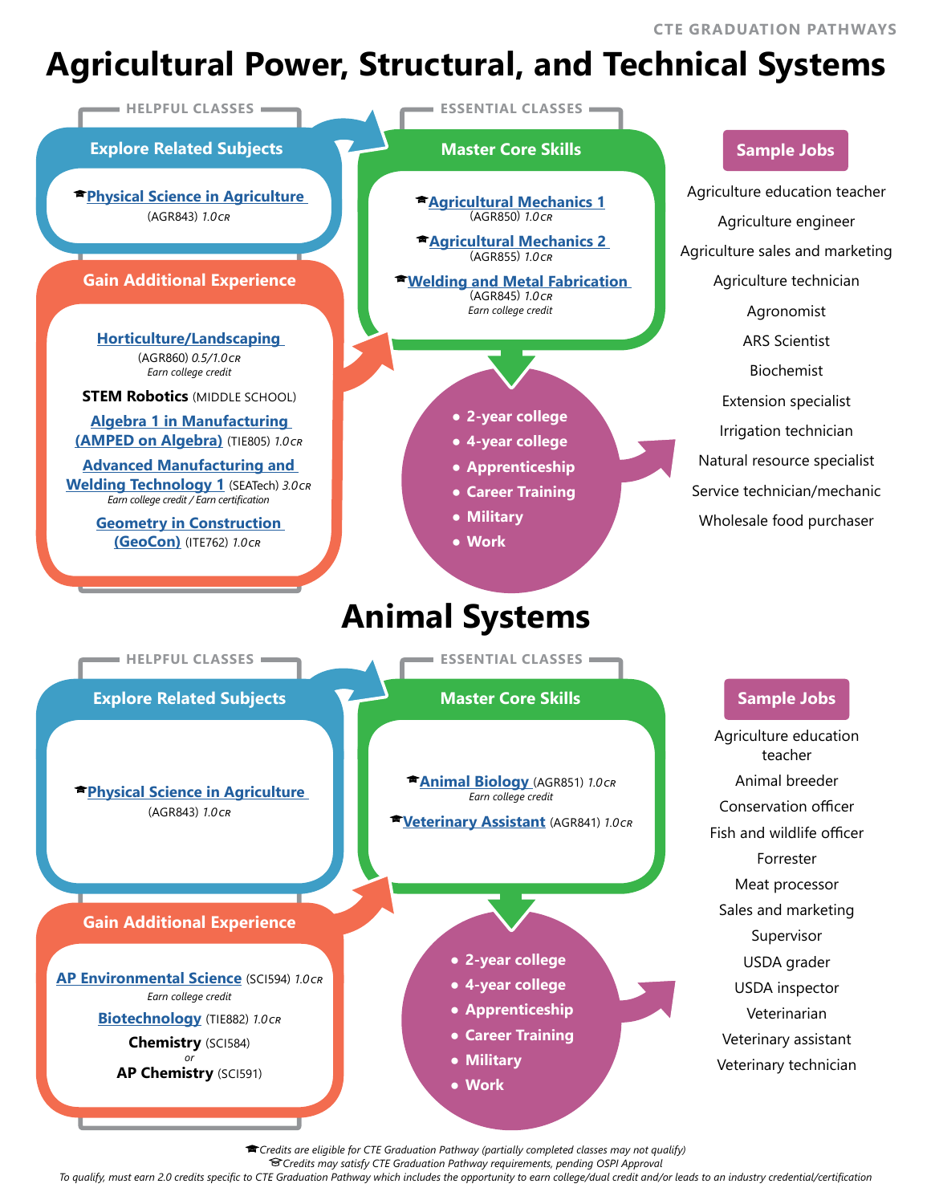CTE GRADUATION PATHWAYS

# Agricultural Power, Structural, and Technical Systems

### HELPFUL CLASSES

**Explore Related Subjects**

- 🎓 **Physical Science in Agriculture** (AGR843) *1.0CR*

**Gain Additional Experience**

- **Horticulture/Landscaping** (AGR860) *0.5/1.0CR* — *Earn college credit*
- **STEM Robotics** (MIDDLE SCHOOL)
- **Algebra 1 in Manufacturing (AMPED on Algebra)** (TIE805) *1.0CR*
- **Advanced Manufacturing and Welding Technology 1** (SEATech) *3.0CR* — *Earn college credit / Earn certification*
- **Geometry in Construction (GeoCon)** (ITE762) *1.0CR*

### ESSENTIAL CLASSES

**Master Core Skills**

- 🎓 **Agricultural Mechanics 1** (AGR850) *1.0CR*
- 🎓 **Agricultural Mechanics 2** (AGR855) *1.0CR*
- 🎓 **Welding and Metal Fabrication** (AGR845) *1.0CR* — *Earn college credit*

**Next steps:**

- 2-year college
- 4-year college
- Apprenticeship
- Career Training
- Military
- Work

### Sample Jobs

- Agriculture education teacher
- Agriculture engineer
- Agriculture sales and marketing
- Agriculture technician
- Agronomist
- ARS Scientist
- Biochemist
- Extension specialist
- Irrigation technician
- Natural resource specialist
- Service technician/mechanic
- Wholesale food purchaser

# Animal Systems

### HELPFUL CLASSES

**Explore Related Subjects**

- 🎓 **Physical Science in Agriculture** (AGR843) *1.0CR*

**Gain Additional Experience**

- **AP Environmental Science** (SCI594) *1.0CR* — *Earn college credit*
- **Biotechnology** (TIE882) *1.0CR*
- **Chemistry** (SCI584) *or* **AP Chemistry** (SCI591)

### ESSENTIAL CLASSES

**Master Core Skills**

- 🎓 **Animal Biology** (AGR851) *1.0CR* — *Earn college credit*
- 🎓 **Veterinary Assistant** (AGR841) *1.0CR*

**Next steps:**

- 2-year college
- 4-year college
- Apprenticeship
- Career Training
- Military
- Work

### Sample Jobs

- Agriculture education teacher
- Animal breeder
- Conservation officer
- Fish and wildlife officer
- Forrester
- Meat processor
- Sales and marketing
- Supervisor
- USDA grader
- USDA inspector
- Veterinarian
- Veterinary assistant
- Veterinary technician

---

*🎓 Credits are eligible for CTE Graduation Pathway (partially completed classes may not qualify)*
*🎓 (outline) Credits may satisfy CTE Graduation Pathway requirements, pending OSPI Approval*
*To qualify, must earn 2.0 credits specific to CTE Graduation Pathway which includes the opportunity to earn college/dual credit and/or leads to an industry credential/certification*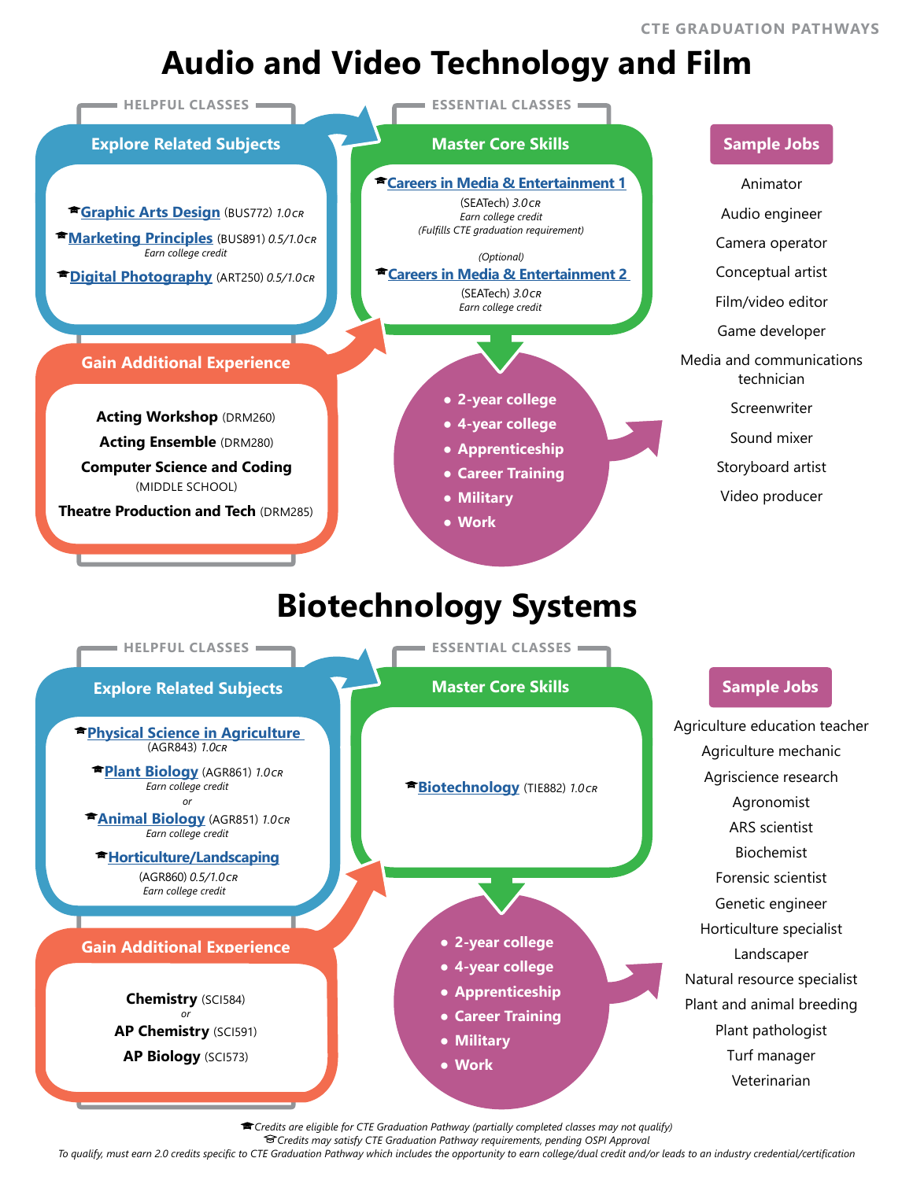CTE GRADUATION PATHWAYS

# Audio and Video Technology and Film

## HELPFUL CLASSES

### Explore Related Subjects

- 🎓 **Graphic Arts Design** (BUS772) *1.0cr*
- 🎓 **Marketing Principles** (BUS891) *0.5/1.0cr* — *Earn college credit*
- 🎓 **Digital Photography** (ART250) *0.5/1.0cr*

### Gain Additional Experience

- **Acting Workshop** (DRM260)
- **Acting Ensemble** (DRM280)
- **Computer Science and Coding** (MIDDLE SCHOOL)
- **Theatre Production and Tech** (DRM285)

## ESSENTIAL CLASSES

### Master Core Skills

- 🎓 **Careers in Media & Entertainment 1** (SEATech) *3.0cr* — *Earn college credit* *(Fulfills CTE graduation requirement)*
- *(Optional)* 🎓 **Careers in Media & Entertainment 2** (SEATech) *3.0cr* — *Earn college credit*

**Next steps:**

- 2-year college
- 4-year college
- Apprenticeship
- Career Training
- Military
- Work

## Sample Jobs

- Animator
- Audio engineer
- Camera operator
- Conceptual artist
- Film/video editor
- Game developer
- Media and communications technician
- Screenwriter
- Sound mixer
- Storyboard artist
- Video producer

# Biotechnology Systems

## HELPFUL CLASSES

### Explore Related Subjects

- 🎓 **Physical Science in Agriculture** (AGR843) *1.0cr*
- 🎓 **Plant Biology** (AGR861) *1.0cr* — *Earn college credit*
- *or*
- 🎓 **Animal Biology** (AGR851) *1.0cr* — *Earn college credit*
- 🎓 **Horticulture/Landscaping** (AGR860) *0.5/1.0cr* — *Earn college credit*

### Gain Additional Experience

- **Chemistry** (SCI584)
- *or*
- **AP Chemistry** (SCI591)
- **AP Biology** (SCI573)

## ESSENTIAL CLASSES

### Master Core Skills

- 🎓 **Biotechnology** (TIE882) *1.0cr*

**Next steps:**

- 2-year college
- 4-year college
- Apprenticeship
- Career Training
- Military
- Work

## Sample Jobs

- Agriculture education teacher
- Agriculture mechanic
- Agriscience research
- Agronomist
- ARS scientist
- Biochemist
- Forensic scientist
- Genetic engineer
- Horticulture specialist
- Landscaper
- Natural resource specialist
- Plant and animal breeding
- Plant pathologist
- Turf manager
- Veterinarian

*🎓 Credits are eligible for CTE Graduation Pathway (partially completed classes may not qualify)*
*🎓 Credits may satisfy CTE Graduation Pathway requirements, pending OSPI Approval*
*To qualify, must earn 2.0 credits specific to CTE Graduation Pathway which includes the opportunity to earn college/dual credit and/or leads to an industry credential/certification*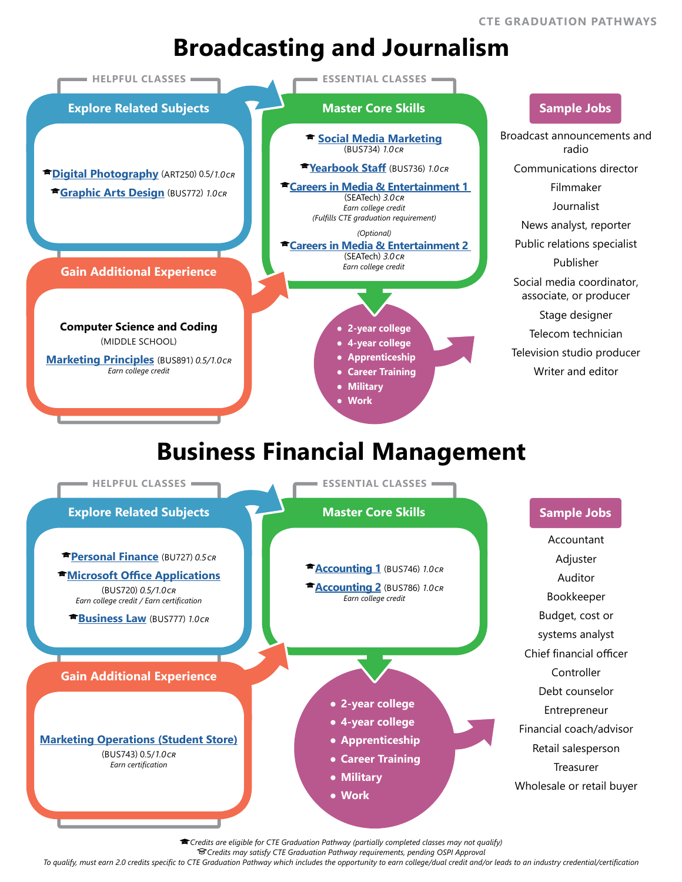CTE GRADUATION PATHWAYS

# Broadcasting and Journalism

## HELPFUL CLASSES

### Explore Related Subjects

- 🎓 Digital Photography (ART250) 0.5/*1.0CR*
- 🎓 Graphic Arts Design (BUS772) *1.0CR*

### Gain Additional Experience

**Computer Science and Coding**
(MIDDLE SCHOOL)

Marketing Principles (BUS891) *0.5/1.0CR*
*Earn college credit*

## ESSENTIAL CLASSES

### Master Core Skills

🎓 Social Media Marketing
(BUS734) *1.0CR*

🎓 Yearbook Staff (BUS736) *1.0CR*

🎓 Careers in Media & Entertainment 1
(SEATech) *3.0CR*
*Earn college credit*
*(Fulfills CTE graduation requirement)*

*(Optional)*
🎓 Careers in Media & Entertainment 2
(SEATech) *3.0CR*
*Earn college credit*

- 2-year college
- 4-year college
- Apprenticeship
- Career Training
- Military
- Work

### Sample Jobs

- Broadcast announcements and radio
- Communications director
- Filmmaker
- Journalist
- News analyst, reporter
- Public relations specialist
- Publisher
- Social media coordinator, associate, or producer
- Stage designer
- Telecom technician
- Television studio producer
- Writer and editor

# Business Financial Management

## HELPFUL CLASSES

### Explore Related Subjects

🎓 Personal Finance (BU727) *0.5CR*

🎓 Microsoft Office Applications
(BUS720) 0.5/*1.0CR*
*Earn college credit / Earn certification*

🎓 Business Law (BUS777) *1.0CR*

### Gain Additional Experience

Marketing Operations (Student Store)
(BUS743) 0.5/*1.0CR*
*Earn certification*

## ESSENTIAL CLASSES

### Master Core Skills

🎓 Accounting 1 (BUS746) *1.0CR*

🎓 Accounting 2 (BUS786) *1.0CR*
*Earn college credit*

- 2-year college
- 4-year college
- Apprenticeship
- Career Training
- Military
- Work

### Sample Jobs

- Accountant
- Adjuster
- Auditor
- Bookkeeper
- Budget, cost or systems analyst
- Chief financial officer
- Controller
- Debt counselor
- Entrepreneur
- Financial coach/advisor
- Retail salesperson
- Treasurer
- Wholesale or retail buyer

*🎓 Credits are eligible for CTE Graduation Pathway (partially completed classes may not qualify)*
*🎓 Credits may satisfy CTE Graduation Pathway requirements, pending OSPI Approval*
*To qualify, must earn 2.0 credits specific to CTE Graduation Pathway which includes the opportunity to earn college/dual credit and/or leads to an industry credential/certification*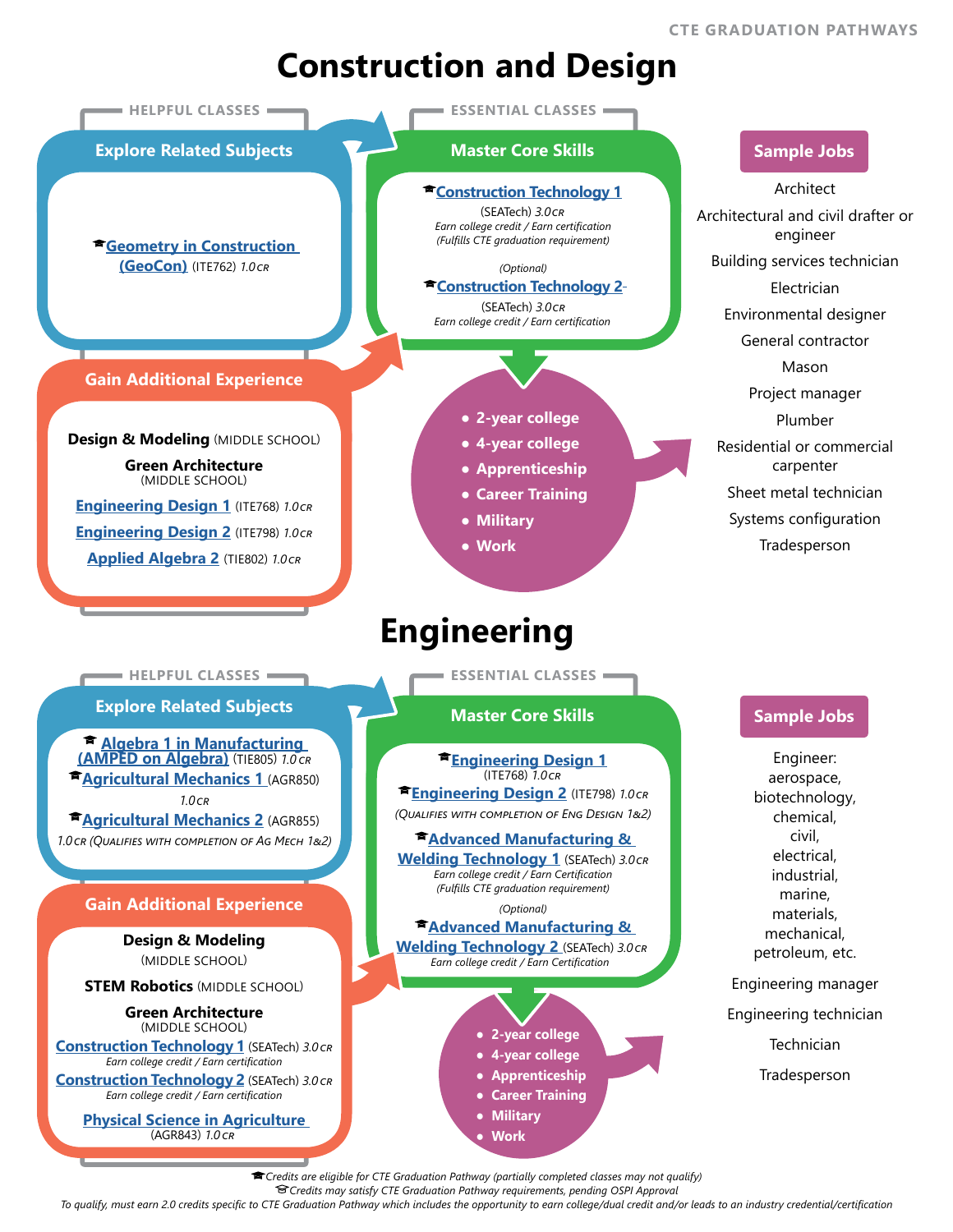CTE GRADUATION PATHWAYS

# Construction and Design

## HELPFUL CLASSES

### Explore Related Subjects

🎓**Geometry in Construction (GeoCon)** (ITE762) *1.0 CR*

### Gain Additional Experience

**Design & Modeling** (MIDDLE SCHOOL)

**Green Architecture** (MIDDLE SCHOOL)

**Engineering Design 1** (ITE768) *1.0 CR*

**Engineering Design 2** (ITE798) *1.0 CR*

**Applied Algebra 2** (TIE802) *1.0 CR*

## ESSENTIAL CLASSES

### Master Core Skills

🎓**Construction Technology 1** (SEATech) *3.0 CR*
*Earn college credit / Earn certification*
*(Fulfills CTE graduation requirement)*

*(Optional)*
🎓**Construction Technology 2** (SEATech) *3.0 CR*
*Earn college credit / Earn certification*

- 2-year college
- 4-year college
- Apprenticeship
- Career Training
- Military
- Work

### Sample Jobs

- Architect
- Architectural and civil drafter or engineer
- Building services technician
- Electrician
- Environmental designer
- General contractor
- Mason
- Project manager
- Plumber
- Residential or commercial carpenter
- Sheet metal technician
- Systems configuration
- Tradesperson

# Engineering

## HELPFUL CLASSES

### Explore Related Subjects

🎓**Algebra 1 in Manufacturing (AMPED on Algebra)** (TIE805) *1.0 CR*

🎓**Agricultural Mechanics 1** (AGR850) *1.0 CR*

🎓**Agricultural Mechanics 2** (AGR855) *1.0 CR* (QUALIFIES WITH COMPLETION OF AG MECH 1&2)

### Gain Additional Experience

**Design & Modeling** (MIDDLE SCHOOL)

**STEM Robotics** (MIDDLE SCHOOL)

**Green Architecture** (MIDDLE SCHOOL)

**Construction Technology 1** (SEATech) *3.0 CR*
*Earn college credit / Earn certification*

**Construction Technology 2** (SEATech) *3.0 CR*
*Earn college credit / Earn certification*

**Physical Science in Agriculture** (AGR843) *1.0 CR*

## ESSENTIAL CLASSES

### Master Core Skills

🎓**Engineering Design 1** (ITE768) *1.0 CR*

🎓**Engineering Design 2** (ITE798) *1.0 CR*
*(QUALIFIES WITH COMPLETION OF ENG DESIGN 1&2)*

🎓**Advanced Manufacturing & Welding Technology 1** (SEATech) *3.0 CR*
*Earn college credit / Earn Certification*
*(Fulfills CTE graduation requirement)*

*(Optional)*
🎓**Advanced Manufacturing & Welding Technology 2** (SEATech) *3.0 CR*
*Earn college credit / Earn Certification*

- 2-year college
- 4-year college
- Apprenticeship
- Career Training
- Military
- Work

### Sample Jobs

- Engineer: aerospace, biotechnology, chemical, civil, electrical, industrial, marine, materials, mechanical, petroleum, etc.
- Engineering manager
- Engineering technician
- Technician
- Tradesperson

🎓*Credits are eligible for CTE Graduation Pathway (partially completed classes may not qualify)*

🎓*Credits may satisfy CTE Graduation Pathway requirements, pending OSPI Approval*

*To qualify, must earn 2.0 credits specific to CTE Graduation Pathway which includes the opportunity to earn college/dual credit and/or leads to an industry credential/certification*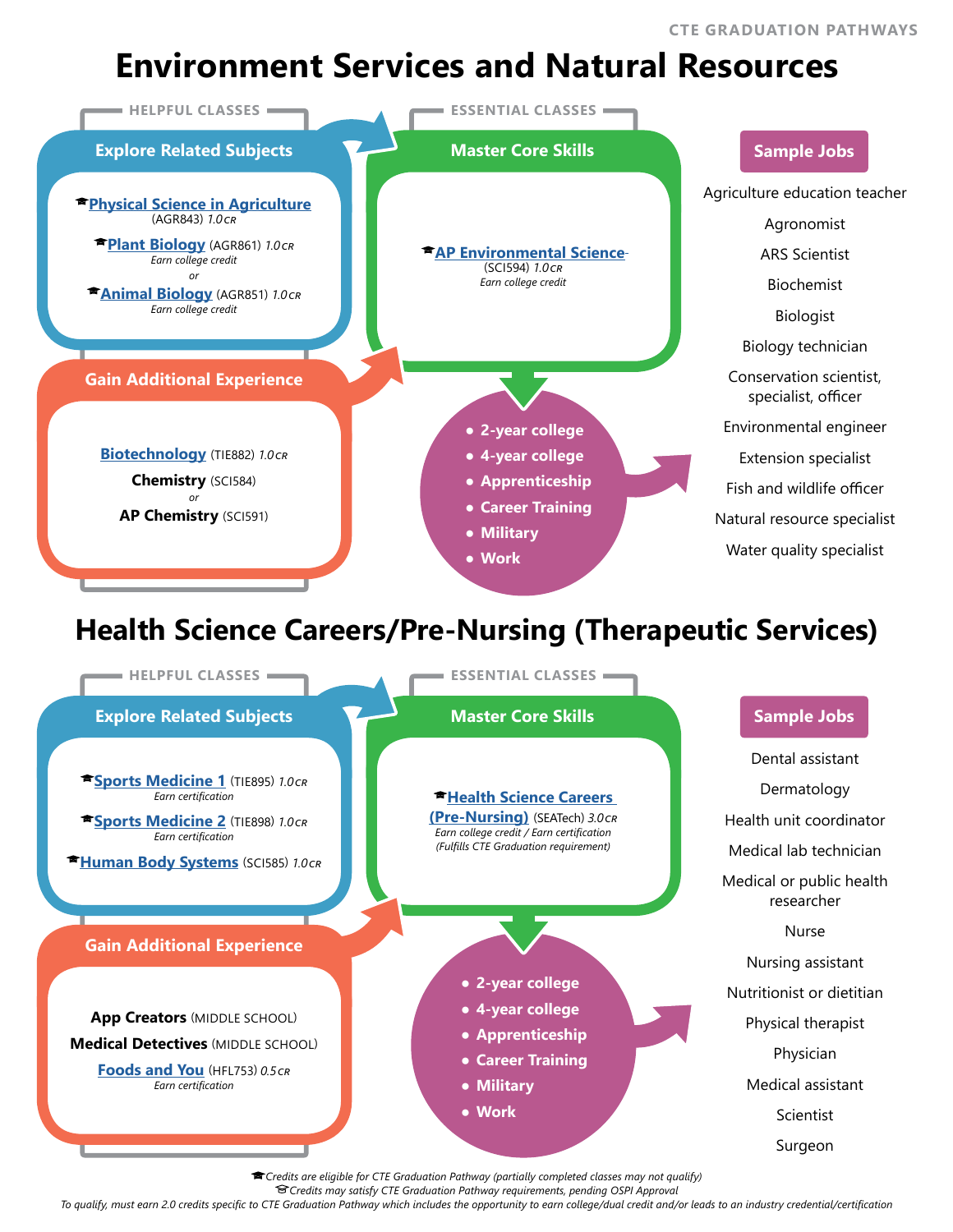CTE GRADUATION PATHWAYS

# Environment Services and Natural Resources

## HELPFUL CLASSES

### Explore Related Subjects

- 🎓 **Physical Science in Agriculture** (AGR843) *1.0 CR*
- 🎓 **Plant Biology** (AGR861) *1.0 CR*
  *Earn college credit*
  *or*
- 🎓 **Animal Biology** (AGR851) *1.0 CR*
  *Earn college credit*

### Gain Additional Experience

- **Biotechnology** (TIE882) *1.0 CR*
- **Chemistry** (SCI584)
  *or*
- **AP Chemistry** (SCI591)

## ESSENTIAL CLASSES

### Master Core Skills

- 🎓 **AP Environmental Science** (SCI594) *1.0 CR*
  *Earn college credit*

- 2-year college
- 4-year college
- Apprenticeship
- Career Training
- Military
- Work

### Sample Jobs

- Agriculture education teacher
- Agronomist
- ARS Scientist
- Biochemist
- Biologist
- Biology technician
- Conservation scientist, specialist, officer
- Environmental engineer
- Extension specialist
- Fish and wildlife officer
- Natural resource specialist
- Water quality specialist

# Health Science Careers/Pre-Nursing (Therapeutic Services)

## HELPFUL CLASSES

### Explore Related Subjects

- 🎓 **Sports Medicine 1** (TIE895) *1.0 CR*
  *Earn certification*
- 🎓 **Sports Medicine 2** (TIE898) *1.0 CR*
  *Earn certification*
- 🎓 **Human Body Systems** (SCI585) *1.0 CR*

### Gain Additional Experience

- **App Creators** (MIDDLE SCHOOL)
- **Medical Detectives** (MIDDLE SCHOOL)
- **Foods and You** (HFL753) *0.5 CR*
  *Earn certification*

## ESSENTIAL CLASSES

### Master Core Skills

- 🎓 **Health Science Careers (Pre-Nursing)** (SEATech) *3.0 CR*
  *Earn college credit / Earn certification*
  *(Fulfills CTE Graduation requirement)*

- 2-year college
- 4-year college
- Apprenticeship
- Career Training
- Military
- Work

### Sample Jobs

- Dental assistant
- Dermatology
- Health unit coordinator
- Medical lab technician
- Medical or public health researcher
- Nurse
- Nursing assistant
- Nutritionist or dietitian
- Physical therapist
- Physician
- Medical assistant
- Scientist
- Surgeon

*🎓 Credits are eligible for CTE Graduation Pathway (partially completed classes may not qualify)*
*🎓 (outline icon) Credits may satisfy CTE Graduation Pathway requirements, pending OSPI Approval*
*To qualify, must earn 2.0 credits specific to CTE Graduation Pathway which includes the opportunity to earn college/dual credit and/or leads to an industry credential/certification*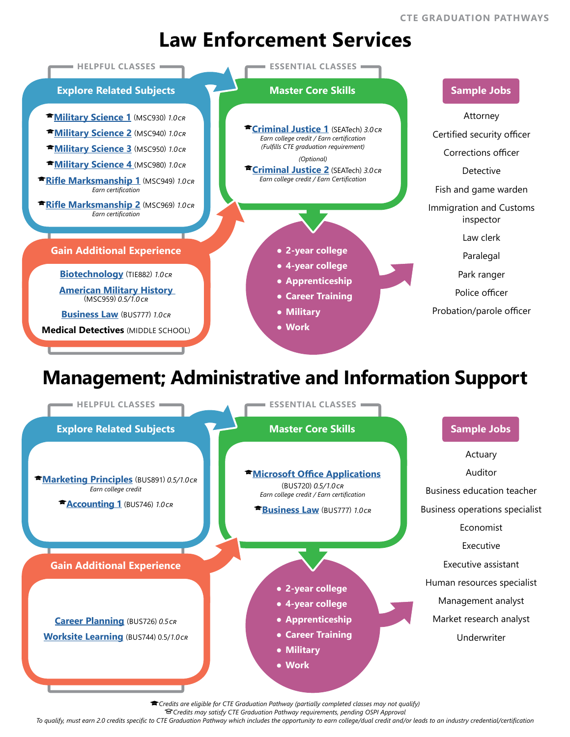CTE GRADUATION PATHWAYS

# Law Enforcement Services

## HELPFUL CLASSES

### Explore Related Subjects

- 🎓 **Military Science 1** (MSC930) *1.0 CR*
- 🎓 **Military Science 2** (MSC940) *1.0 CR*
- 🎓 **Military Science 3** (MSC950) *1.0 CR*
- 🎓 **Military Science 4** (MSC980) *1.0 CR*
- 🎓 **Rifle Marksmanship 1** (MSC949) *1.0 CR*
  *Earn certification*
- 🎓 **Rifle Marksmanship 2** (MSC969) *1.0 CR*
  *Earn certification*

### Gain Additional Experience

- **Biotechnology** (TIE882) *1.0 CR*
- **American Military History** (MSC959) *0.5/1.0 CR*
- **Business Law** (BUS777) *1.0 CR*
- **Medical Detectives** (MIDDLE SCHOOL)

## ESSENTIAL CLASSES

### Master Core Skills

- 🎓 **Criminal Justice 1** (SEATech) *3.0 CR*
  *Earn college credit / Earn certification*
  *(Fulfills CTE graduation requirement)*

*(Optional)*

- 🎓 **Criminal Justice 2** (SEATech) *3.0 CR*
  *Earn college credit / Earn Certification*

- 2-year college
- 4-year college
- Apprenticeship
- Career Training
- Military
- Work

### Sample Jobs

- Attorney
- Certified security officer
- Corrections officer
- Detective
- Fish and game warden
- Immigration and Customs inspector
- Law clerk
- Paralegal
- Park ranger
- Police officer
- Probation/parole officer

# Management; Administrative and Information Support

## HELPFUL CLASSES

### Explore Related Subjects

- 🎓 **Marketing Principles** (BUS891) *0.5/1.0 CR*
  *Earn college credit*
- 🎓 **Accounting 1** (BUS746) *1.0 CR*

### Gain Additional Experience

- **Career Planning** (BUS726) *0.5 CR*
- **Worksite Learning** (BUS744) 0.5/*1.0 CR*

## ESSENTIAL CLASSES

### Master Core Skills

- 🎓 **Microsoft Office Applications** (BUS720) *0.5/1.0 CR*
  *Earn college credit / Earn certification*
- 🎓 **Business Law** (BUS777) *1.0 CR*

- 2-year college
- 4-year college
- Apprenticeship
- Career Training
- Military
- Work

### Sample Jobs

- Actuary
- Auditor
- Business education teacher
- Business operations specialist
- Economist
- Executive
- Executive assistant
- Human resources specialist
- Management analyst
- Market research analyst
- Underwriter

*🎓 Credits are eligible for CTE Graduation Pathway (partially completed classes may not qualify)*
*🎓 Credits may satisfy CTE Graduation Pathway requirements, pending OSPI Approval*
*To qualify, must earn 2.0 credits specific to CTE Graduation Pathway which includes the opportunity to earn college/dual credit and/or leads to an industry credential/certification*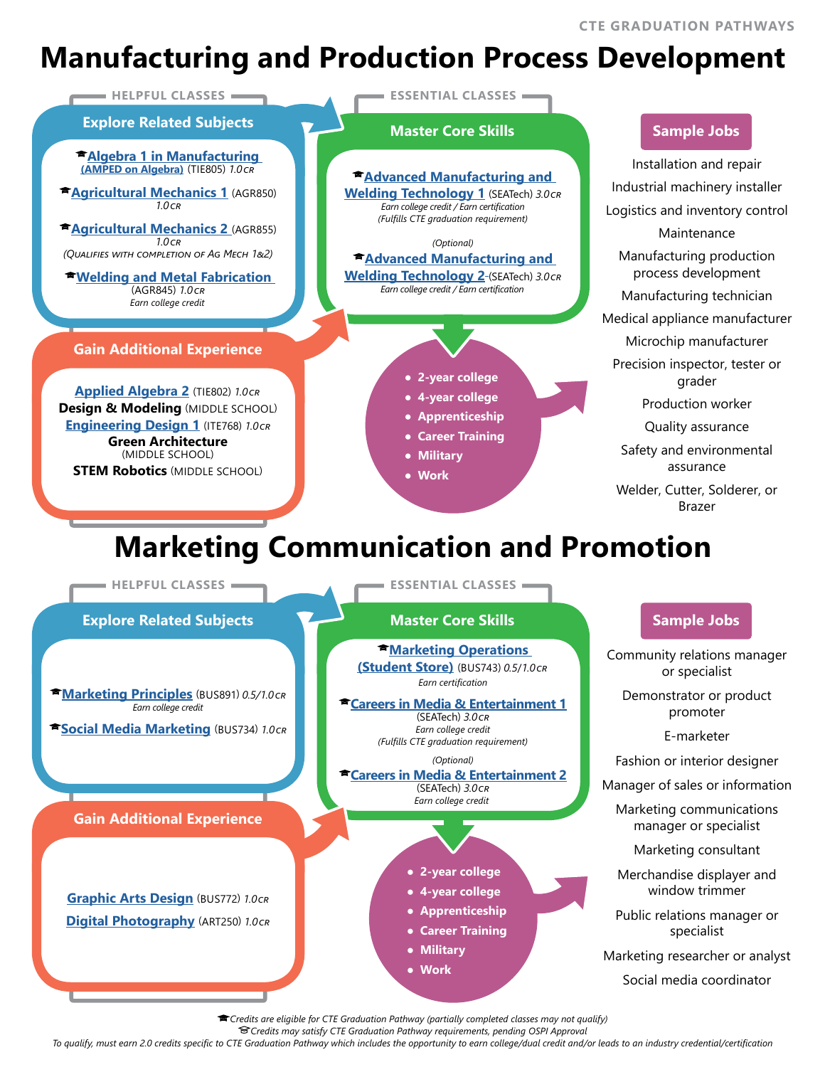CTE GRADUATION PATHWAYS

# Manufacturing and Production Process Development

HELPFUL CLASSES

## Explore Related Subjects

- 🎓 **Algebra 1 in Manufacturing (AMPED on Algebra)** (TIE805) *1.0cr*
- 🎓 **Agricultural Mechanics 1** (AGR850) *1.0cr*
- 🎓 **Agricultural Mechanics 2** (AGR855) *1.0cr* (Qualifies with completion of Ag Mech 1&2)
- 🎓 **Welding and Metal Fabrication** (AGR845) *1.0cr* *Earn college credit*

## Gain Additional Experience

- **Applied Algebra 2** (TIE802) *1.0cr*
- **Design & Modeling** (MIDDLE SCHOOL)
- **Engineering Design 1** (ITE768) *1.0cr*
- **Green Architecture** (MIDDLE SCHOOL)
- **STEM Robotics** (MIDDLE SCHOOL)

ESSENTIAL CLASSES

## Master Core Skills

- 🎓 **Advanced Manufacturing and Welding Technology 1** (SEATech) *3.0cr*
  *Earn college credit / Earn certification*
  *(Fulfills CTE graduation requirement)*
- *(Optional)*
  🎓 **Advanced Manufacturing and Welding Technology 2** (SEATech) *3.0cr*
  *Earn college credit / Earn certification*

- 2-year college
- 4-year college
- Apprenticeship
- Career Training
- Military
- Work

## Sample Jobs

- Installation and repair
- Industrial machinery installer
- Logistics and inventory control
- Maintenance
- Manufacturing production process development
- Manufacturing technician
- Medical appliance manufacturer
- Microchip manufacturer
- Precision inspector, tester or grader
- Production worker
- Quality assurance
- Safety and environmental assurance
- Welder, Cutter, Solderer, or Brazer

# Marketing Communication and Promotion

HELPFUL CLASSES

## Explore Related Subjects

- 🎓 **Marketing Principles** (BUS891) *0.5/1.0cr* *Earn college credit*
- 🎓 **Social Media Marketing** (BUS734) *1.0cr*

## Gain Additional Experience

- **Graphic Arts Design** (BUS772) *1.0cr*
- **Digital Photography** (ART250) *1.0cr*

ESSENTIAL CLASSES

## Master Core Skills

- 🎓 **Marketing Operations (Student Store)** (BUS743) *0.5/1.0cr*
  *Earn certification*
- 🎓 **Careers in Media & Entertainment 1** (SEATech) *3.0cr*
  *Earn college credit*
  *(Fulfills CTE graduation requirement)*
- *(Optional)*
  🎓 **Careers in Media & Entertainment 2** (SEATech) *3.0cr*
  *Earn college credit*

- 2-year college
- 4-year college
- Apprenticeship
- Career Training
- Military
- Work

## Sample Jobs

- Community relations manager or specialist
- Demonstrator or product promoter
- E-marketer
- Fashion or interior designer
- Manager of sales or information
- Marketing communications manager or specialist
- Marketing consultant
- Merchandise displayer and window trimmer
- Public relations manager or specialist
- Marketing researcher or analyst
- Social media coordinator

🎓 *Credits are eligible for CTE Graduation Pathway (partially completed classes may not qualify)*
🎓 *Credits may satisfy CTE Graduation Pathway requirements, pending OSPI Approval*
*To qualify, must earn 2.0 credits specific to CTE Graduation Pathway which includes the opportunity to earn college/dual credit and/or leads to an industry credential/certification*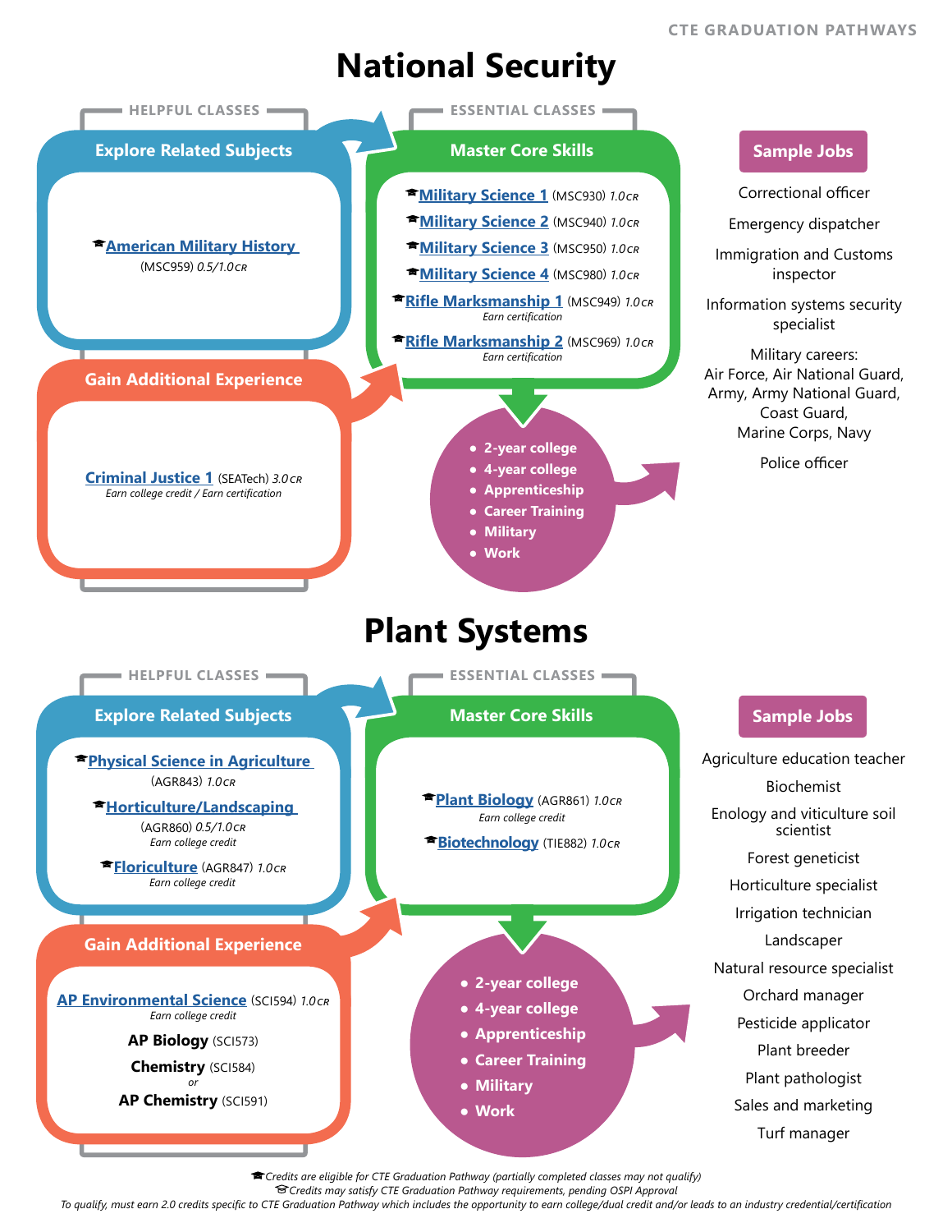# National Security

## HELPFUL CLASSES

### Explore Related Subjects

- **American Military History** (MSC959) *0.5/1.0 CR*

### Gain Additional Experience

- **Criminal Justice 1** (SEATech) *3.0 CR*
  *Earn college credit / Earn certification*

## ESSENTIAL CLASSES

### Master Core Skills

- **Military Science 1** (MSC930) *1.0 CR*
- **Military Science 2** (MSC940) *1.0 CR*
- **Military Science 3** (MSC950) *1.0 CR*
- **Military Science 4** (MSC980) *1.0 CR*
- **Rifle Marksmanship 1** (MSC949) *1.0 CR*
  *Earn certification*
- **Rifle Marksmanship 2** (MSC969) *1.0 CR*
  *Earn certification*

- 2-year college
- 4-year college
- Apprenticeship
- Career Training
- Military
- Work

### Sample Jobs

- Correctional officer
- Emergency dispatcher
- Immigration and Customs inspector
- Information systems security specialist
- Military careers: Air Force, Air National Guard, Army, Army National Guard, Coast Guard, Marine Corps, Navy
- Police officer

# Plant Systems

## HELPFUL CLASSES

### Explore Related Subjects

- **Physical Science in Agriculture** (AGR843) *1.0 CR*
- **Horticulture/Landscaping** (AGR860) *0.5/1.0 CR*
  *Earn college credit*
- **Floriculture** (AGR847) *1.0 CR*
  *Earn college credit*

### Gain Additional Experience

- **AP Environmental Science** (SCI594) *1.0 CR*
  *Earn college credit*
- **AP Biology** (SCI573)
- **Chemistry** (SCI584) *or* **AP Chemistry** (SCI591)

## ESSENTIAL CLASSES

### Master Core Skills

- **Plant Biology** (AGR861) *1.0 CR*
  *Earn college credit*
- **Biotechnology** (TIE882) *1.0 CR*

- 2-year college
- 4-year college
- Apprenticeship
- Career Training
- Military
- Work

### Sample Jobs

- Agriculture education teacher
- Biochemist
- Enology and viticulture soil scientist
- Forest geneticist
- Horticulture specialist
- Irrigation technician
- Landscaper
- Natural resource specialist
- Orchard manager
- Pesticide applicator
- Plant breeder
- Plant pathologist
- Sales and marketing
- Turf manager

*Credits are eligible for CTE Graduation Pathway (partially completed classes may not qualify)*
*Credits may satisfy CTE Graduation Pathway requirements, pending OSPI Approval*
*To qualify, must earn 2.0 credits specific to CTE Graduation Pathway which includes the opportunity to earn college/dual credit and/or leads to an industry credential/certification*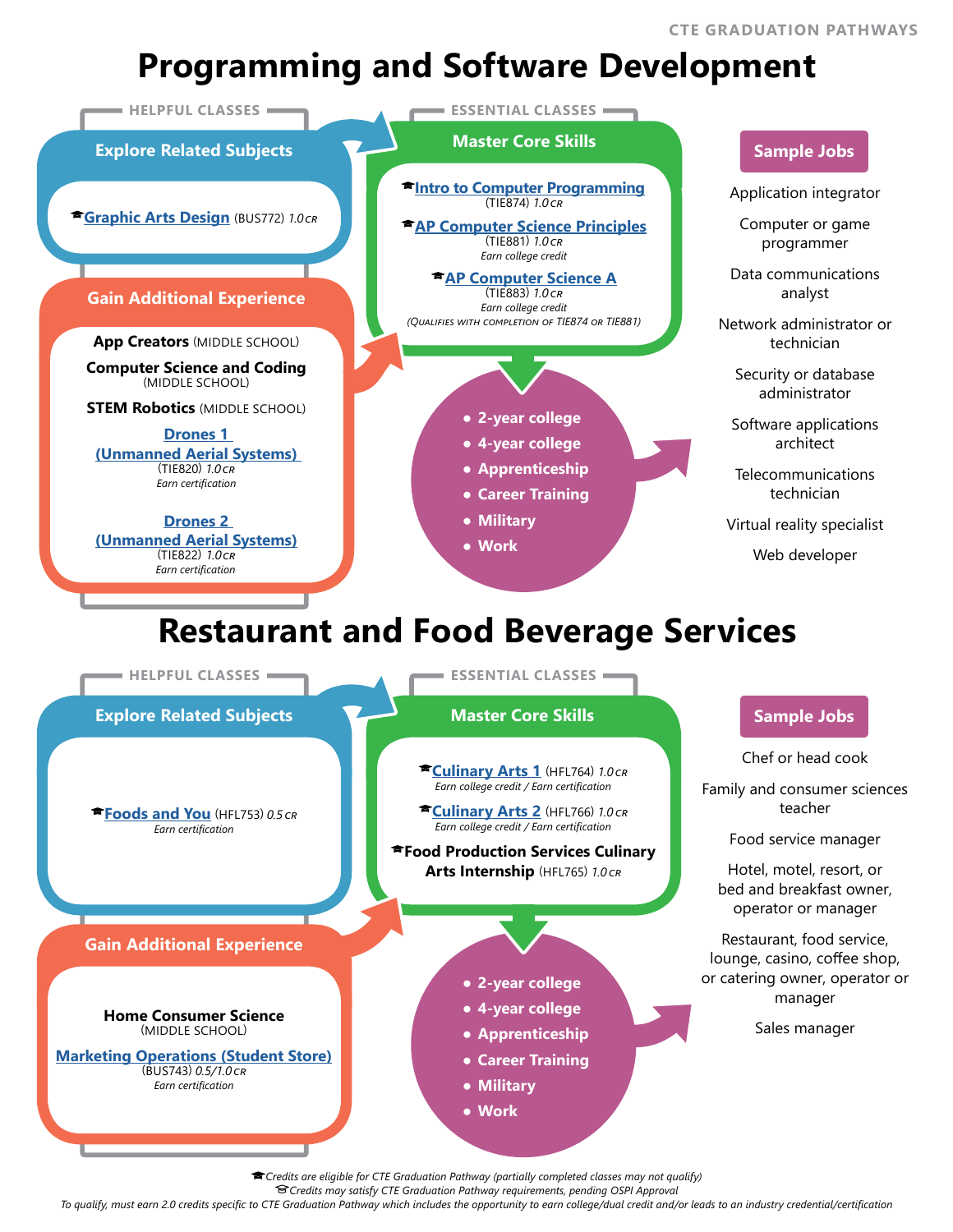CTE GRADUATION PATHWAYS

# Programming and Software Development

## HELPFUL CLASSES

### Explore Related Subjects

🎓Graphic Arts Design (BUS772) *1.0 CR*

### Gain Additional Experience

**App Creators** (MIDDLE SCHOOL)

**Computer Science and Coding** (MIDDLE SCHOOL)

**STEM Robotics** (MIDDLE SCHOOL)

Drones 1 (Unmanned Aerial Systems) (TIE820) *1.0 CR*
*Earn certification*

Drones 2 (Unmanned Aerial Systems) (TIE822) *1.0 CR*
*Earn certification*

## ESSENTIAL CLASSES

### Master Core Skills

🎓Intro to Computer Programming (TIE874) *1.0 CR*

🎓AP Computer Science Principles (TIE881) *1.0 CR*
*Earn college credit*

🎓AP Computer Science A (TIE883) *1.0 CR*
*Earn college credit*
*(QUALIFIES WITH COMPLETION OF TIE874 OR TIE881)*

- **2-year college**
- **4-year college**
- **Apprenticeship**
- **Career Training**
- **Military**
- **Work**

### Sample Jobs

Application integrator

Computer or game programmer

Data communications analyst

Network administrator or technician

Security or database administrator

Software applications architect

Telecommunications technician

Virtual reality specialist

Web developer

# Restaurant and Food Beverage Services

## HELPFUL CLASSES

### Explore Related Subjects

🎓Foods and You (HFL753) *0.5 CR*
*Earn certification*

### Gain Additional Experience

**Home Consumer Science** (MIDDLE SCHOOL)

Marketing Operations (Student Store) (BUS743) *0.5/1.0 CR*
*Earn certification*

## ESSENTIAL CLASSES

### Master Core Skills

🎓Culinary Arts 1 (HFL764) *1.0 CR*
*Earn college credit / Earn certification*

🎓Culinary Arts 2 (HFL766) *1.0 CR*
*Earn college credit / Earn certification*

🎓**Food Production Services Culinary Arts Internship** (HFL765) *1.0 CR*

- **2-year college**
- **4-year college**
- **Apprenticeship**
- **Career Training**
- **Military**
- **Work**

### Sample Jobs

Chef or head cook

Family and consumer sciences teacher

Food service manager

Hotel, motel, resort, or bed and breakfast owner, operator or manager

Restaurant, food service, lounge, casino, coffee shop, or catering owner, operator or manager

Sales manager

*🎓Credits are eligible for CTE Graduation Pathway (partially completed classes may not qualify)*
*🎓Credits may satisfy CTE Graduation Pathway requirements, pending OSPI Approval*
*To qualify, must earn 2.0 credits specific to CTE Graduation Pathway which includes the opportunity to earn college/dual credit and/or leads to an industry credential/certification*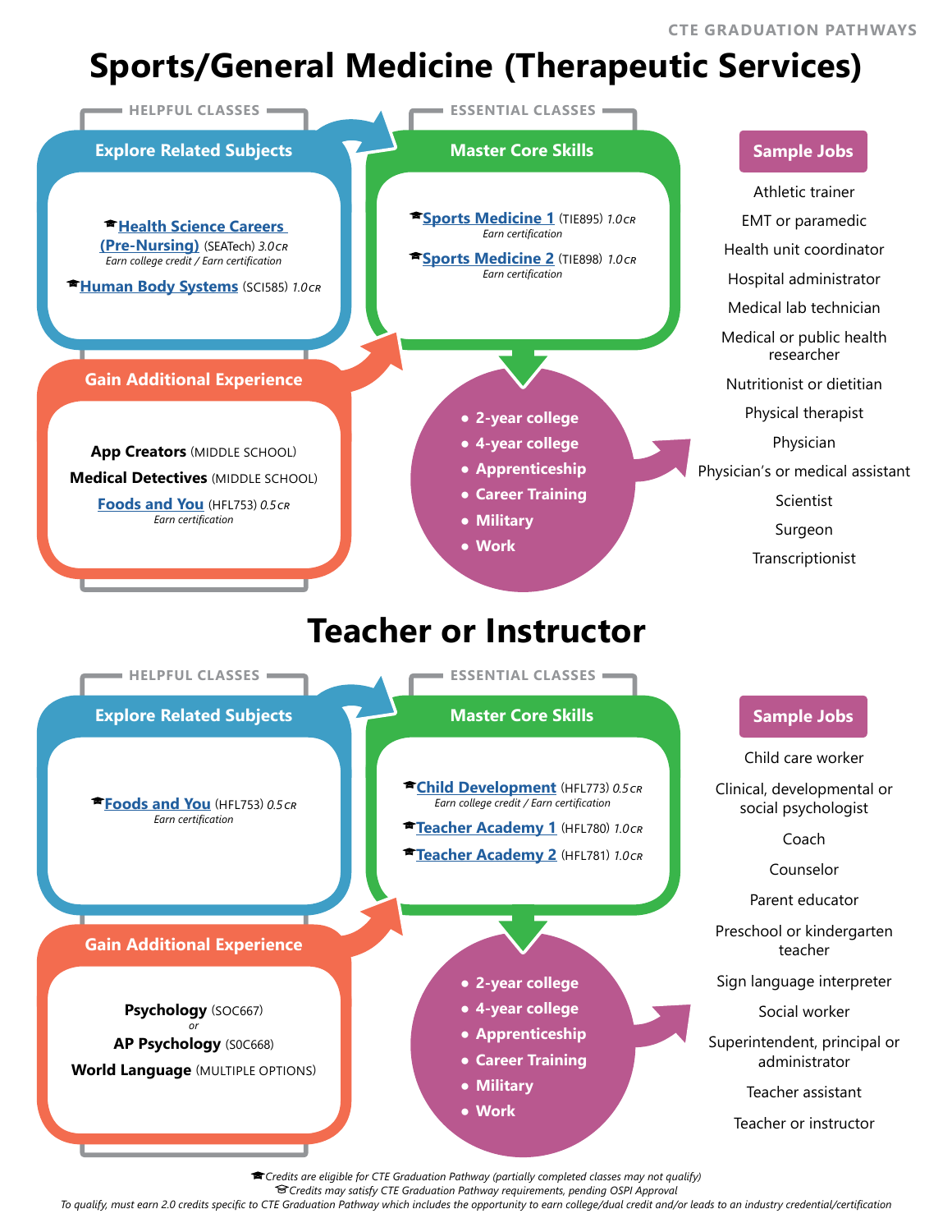CTE GRADUATION PATHWAYS

# Sports/General Medicine (Therapeutic Services)

## HELPFUL CLASSES

### Explore Related Subjects

- 🎓**Health Science Careers (Pre-Nursing)** (SEATech) *3.0 CR*
  *Earn college credit / Earn certification*
- 🎓**Human Body Systems** (SCI585) *1.0 CR*

### Gain Additional Experience

- **App Creators** (MIDDLE SCHOOL)
- **Medical Detectives** (MIDDLE SCHOOL)
- **Foods and You** (HFL753) *0.5 CR*
  *Earn certification*

## ESSENTIAL CLASSES

### Master Core Skills

- 🎓**Sports Medicine 1** (TIE895) *1.0 CR*
  *Earn certification*
- 🎓**Sports Medicine 2** (TIE898) *1.0 CR*
  *Earn certification*

### Next Steps

- 2-year college
- 4-year college
- Apprenticeship
- Career Training
- Military
- Work

## Sample Jobs

- Athletic trainer
- EMT or paramedic
- Health unit coordinator
- Hospital administrator
- Medical lab technician
- Medical or public health researcher
- Nutritionist or dietitian
- Physical therapist
- Physician
- Physician's or medical assistant
- Scientist
- Surgeon
- Transcriptionist

# Teacher or Instructor

## HELPFUL CLASSES

### Explore Related Subjects

- 🎓**Foods and You** (HFL753) *0.5 CR*
  *Earn certification*

### Gain Additional Experience

- **Psychology** (SOC667)
  *or*
  **AP Psychology** (SOC668)
- **World Language** (MULTIPLE OPTIONS)

## ESSENTIAL CLASSES

### Master Core Skills

- 🎓**Child Development** (HFL773) *0.5 CR*
  *Earn college credit / Earn certification*
- 🎓**Teacher Academy 1** (HFL780) *1.0 CR*
- 🎓**Teacher Academy 2** (HFL781) *1.0 CR*

### Next Steps

- 2-year college
- 4-year college
- Apprenticeship
- Career Training
- Military
- Work

## Sample Jobs

- Child care worker
- Clinical, developmental or social psychologist
- Coach
- Counselor
- Parent educator
- Preschool or kindergarten teacher
- Sign language interpreter
- Social worker
- Superintendent, principal or administrator
- Teacher assistant
- Teacher or instructor

---

🎓 *Credits are eligible for CTE Graduation Pathway (partially completed classes may not qualify)*
🎓 *Credits may satisfy CTE Graduation Pathway requirements, pending OSPI Approval*
*To qualify, must earn 2.0 credits specific to CTE Graduation Pathway which includes the opportunity to earn college/dual credit and/or leads to an industry credential/certification*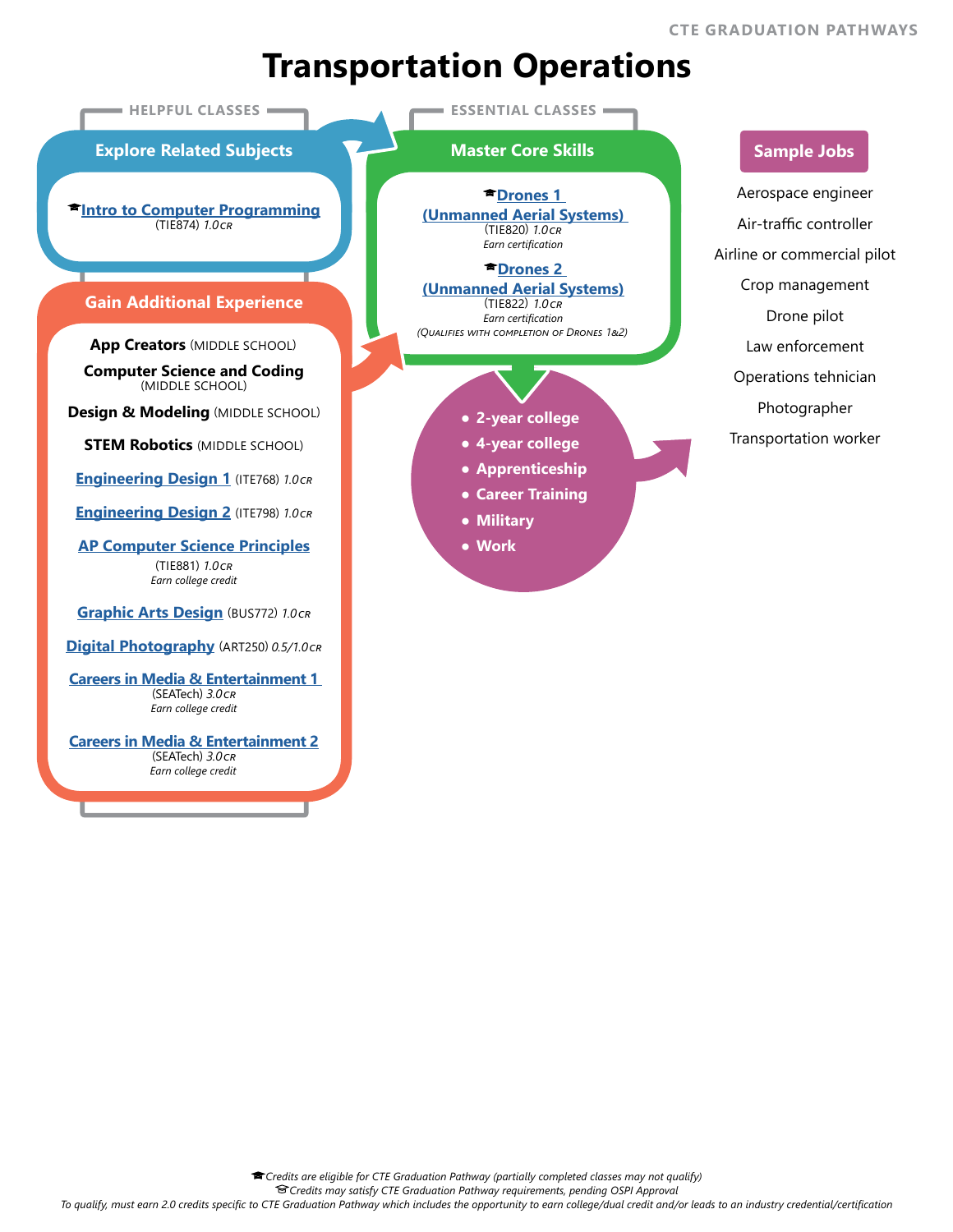CTE GRADUATION PATHWAYS

# Transportation Operations

## HELPFUL CLASSES

### Explore Related Subjects

**Intro to Computer Programming** (TIE874) *1.0CR*

### Gain Additional Experience

**App Creators** (MIDDLE SCHOOL)

**Computer Science and Coding** (MIDDLE SCHOOL)

**Design & Modeling** (MIDDLE SCHOOL)

**STEM Robotics** (MIDDLE SCHOOL)

**Engineering Design 1** (ITE768) *1.0CR*

**Engineering Design 2** (ITE798) *1.0CR*

**AP Computer Science Principles** (TIE881) *1.0CR*
*Earn college credit*

**Graphic Arts Design** (BUS772) *1.0CR*

**Digital Photography** (ART250) *0.5/1.0CR*

**Careers in Media & Entertainment 1** (SEATech) *3.0CR*
*Earn college credit*

**Careers in Media & Entertainment 2** (SEATech) *3.0CR*
*Earn college credit*

## ESSENTIAL CLASSES

### Master Core Skills

**Drones 1 (Unmanned Aerial Systems)** (TIE820) *1.0CR*
*Earn certification*

**Drones 2 (Unmanned Aerial Systems)** (TIE822) *1.0CR*
*Earn certification*
*(Qualifies with completion of Drones 1&2)*

- 2-year college
- 4-year college
- Apprenticeship
- Career Training
- Military
- Work

## Sample Jobs

Aerospace engineer

Air-traffic controller

Airline or commercial pilot

Crop management

Drone pilot

Law enforcement

Operations tehnician

Photographer

Transportation worker

*Credits are eligible for CTE Graduation Pathway (partially completed classes may not qualify)*
*Credits may satisfy CTE Graduation Pathway requirements, pending OSPI Approval*
*To qualify, must earn 2.0 credits specific to CTE Graduation Pathway which includes the opportunity to earn college/dual credit and/or leads to an industry credential/certification*